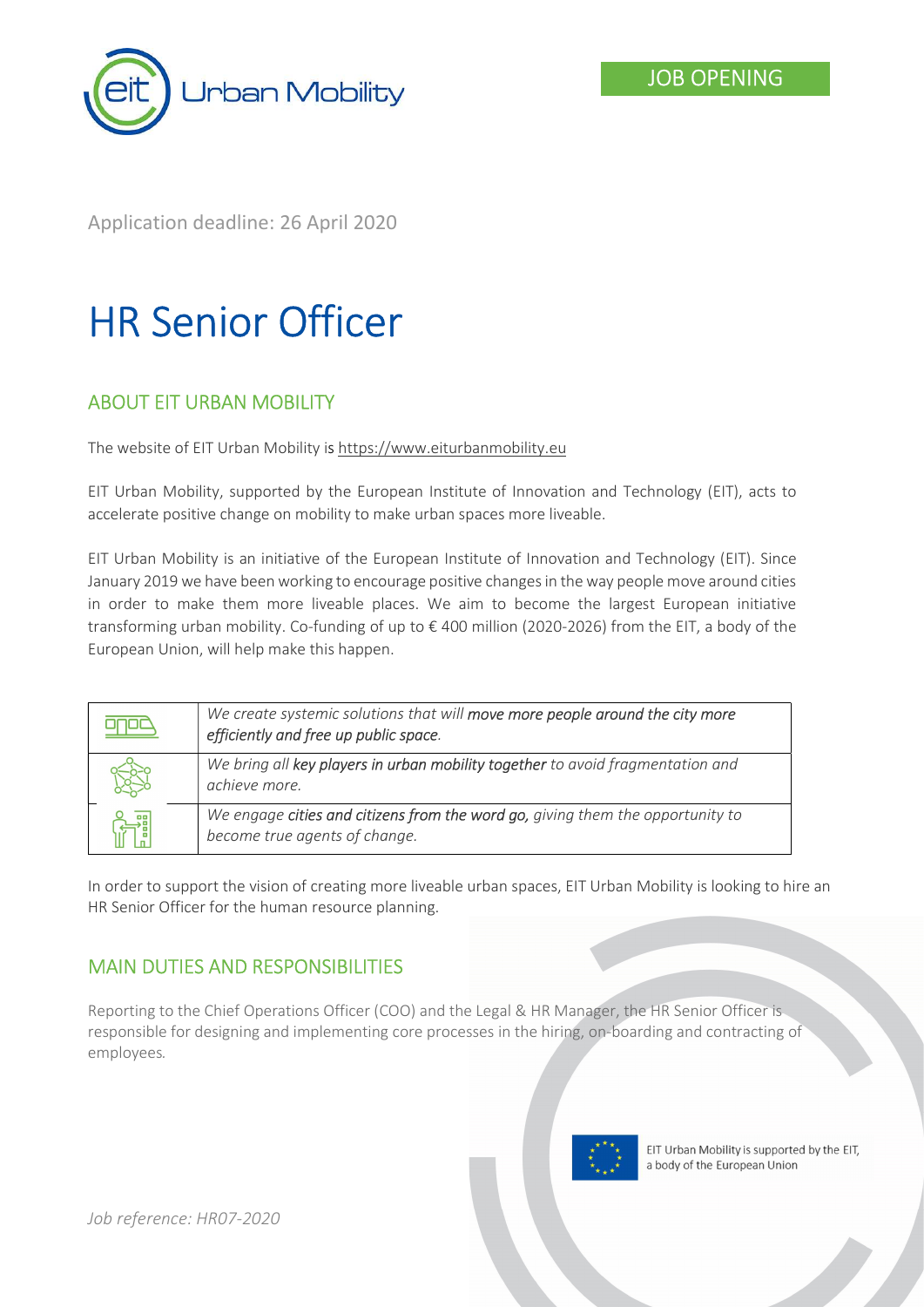JOB OPENING

Application deadline: 26 April 2020

# HR Senior Officer

## ABOUT EIT URBAN MOBILITY

The website of EIT Urban Mobility is https://www.eiturbanmobility.eu

EIT Urban Mobility, supported by the European Institute of Innovation and Technology (EIT), acts to accelerate positive change on mobility to make urban spaces more liveable.

EIT Urban Mobility is an initiative of the European Institute of Innovation and Technology (EIT). Since January 2019 we have been working to encourage positive changes in the way people move around cities in order to make them more liveable places. We aim to become the largest European initiative transforming urban mobility. Co-funding of up to € 400 million (2020-2026) from the EIT, a body of the European Union, will help make this happen.

| | |
|---|---|
| | *We create systemic solutions that will **move more people around the city more efficiently and free up public space**.* |
| | *We bring all **key players in urban mobility together** to avoid fragmentation and achieve more.* |
| | *We engage **cities and citizens from the word go,** giving them the opportunity to become true agents of change.* |

In order to support the vision of creating more liveable urban spaces, EIT Urban Mobility is looking to hire an HR Senior Officer for the human resource planning.

## MAIN DUTIES AND RESPONSIBILITIES

Reporting to the Chief Operations Officer (COO) and the Legal & HR Manager, the HR Senior Officer is responsible for designing and implementing core processes in the hiring, on-boarding and contracting of employees.

EIT Urban Mobility is supported by the EIT, a body of the European Union

*Job reference: HR07-2020*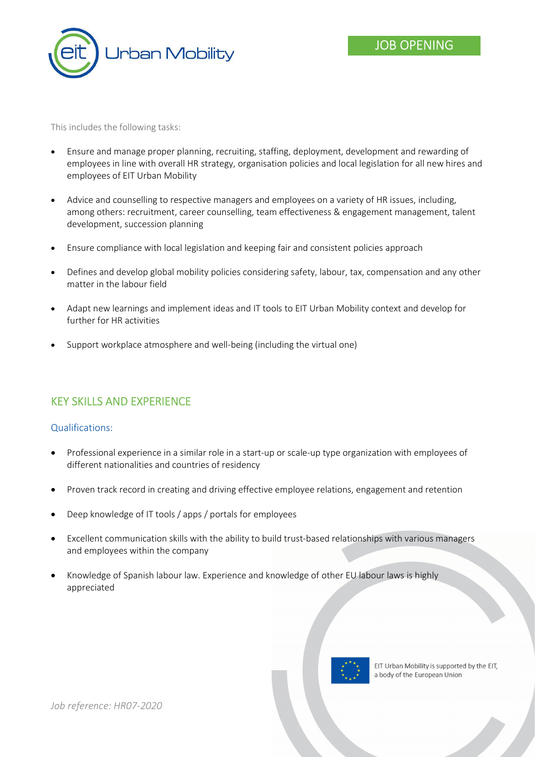This includes the following tasks:

- Ensure and manage proper planning, recruiting, staffing, deployment, development and rewarding of employees in line with overall HR strategy, organisation policies and local legislation for all new hires and employees of EIT Urban Mobility
- Advice and counselling to respective managers and employees on a variety of HR issues, including, among others: recruitment, career counselling, team effectiveness & engagement management, talent development, succession planning
- Ensure compliance with local legislation and keeping fair and consistent policies approach
- Defines and develop global mobility policies considering safety, labour, tax, compensation and any other matter in the labour field
- Adapt new learnings and implement ideas and IT tools to EIT Urban Mobility context and develop for further for HR activities
- Support workplace atmosphere and well-being (including the virtual one)

## KEY SKILLS AND EXPERIENCE

### Qualifications:

- Professional experience in a similar role in a start-up or scale-up type organization with employees of different nationalities and countries of residency
- Proven track record in creating and driving effective employee relations, engagement and retention
- Deep knowledge of IT tools / apps / portals for employees
- Excellent communication skills with the ability to build trust-based relationships with various managers and employees within the company
- Knowledge of Spanish labour law. Experience and knowledge of other EU labour laws is highly appreciated

*Job reference: HR07-2020*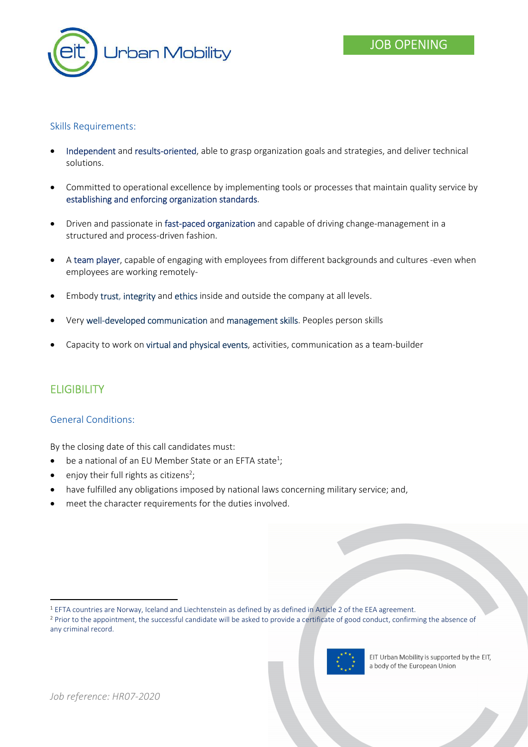### Skills Requirements:

- Independent and results-oriented, able to grasp organization goals and strategies, and deliver technical solutions.
- Committed to operational excellence by implementing tools or processes that maintain quality service by establishing and enforcing organization standards.
- Driven and passionate in fast-paced organization and capable of driving change-management in a structured and process-driven fashion.
- A team player, capable of engaging with employees from different backgrounds and cultures -even when employees are working remotely-
- Embody trust, integrity and ethics inside and outside the company at all levels.
- Very well-developed communication and management skills. Peoples person skills
- Capacity to work on virtual and physical events, activities, communication as a team-builder

## ELIGIBILITY

### General Conditions:

By the closing date of this call candidates must:

- be a national of an EU Member State or an EFTA state[1];
- enjoy their full rights as citizens[2];
- have fulfilled any obligations imposed by national laws concerning military service; and,
- meet the character requirements for the duties involved.

[1] EFTA countries are Norway, Iceland and Liechtenstein as defined by as defined in Article 2 of the EEA agreement.

[2] Prior to the appointment, the successful candidate will be asked to provide a certificate of good conduct, confirming the absence of any criminal record.

EIT Urban Mobility is supported by the EIT, a body of the European Union

*Job reference: HR07-2020*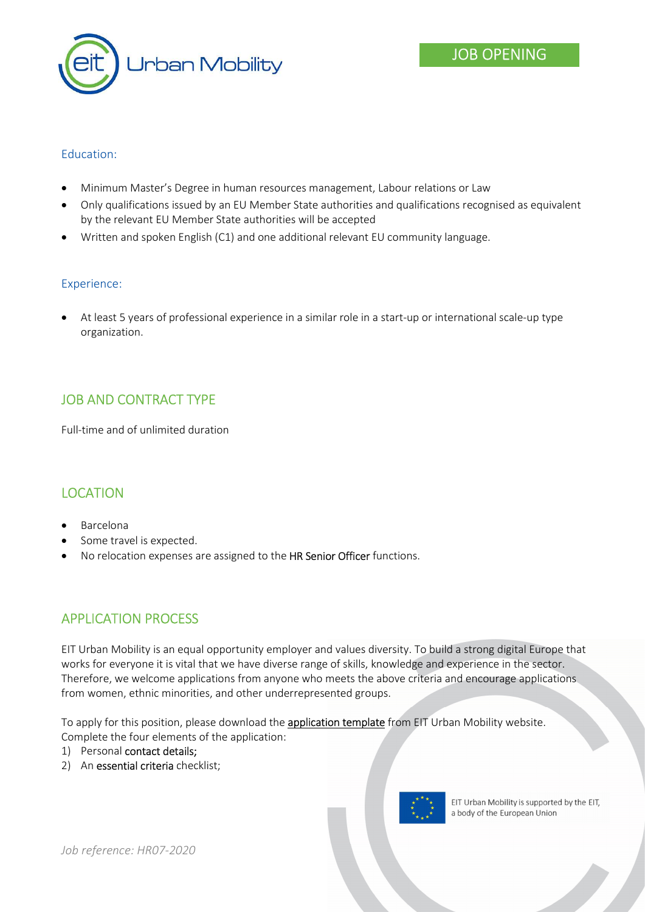### Education:

- Minimum Master's Degree in human resources management, Labour relations or Law
- Only qualifications issued by an EU Member State authorities and qualifications recognised as equivalent by the relevant EU Member State authorities will be accepted
- Written and spoken English (C1) and one additional relevant EU community language.

### Experience:

- At least 5 years of professional experience in a similar role in a start-up or international scale-up type organization.

## JOB AND CONTRACT TYPE

Full-time and of unlimited duration

## LOCATION

- Barcelona
- Some travel is expected.
- No relocation expenses are assigned to the HR Senior Officer functions.

## APPLICATION PROCESS

EIT Urban Mobility is an equal opportunity employer and values diversity. To build a strong digital Europe that works for everyone it is vital that we have diverse range of skills, knowledge and experience in the sector. Therefore, we welcome applications from anyone who meets the above criteria and encourage applications from women, ethnic minorities, and other underrepresented groups.

To apply for this position, please download the application template from EIT Urban Mobility website. Complete the four elements of the application:

1) Personal contact details;
2) An essential criteria checklist;

*Job reference: HR07-2020*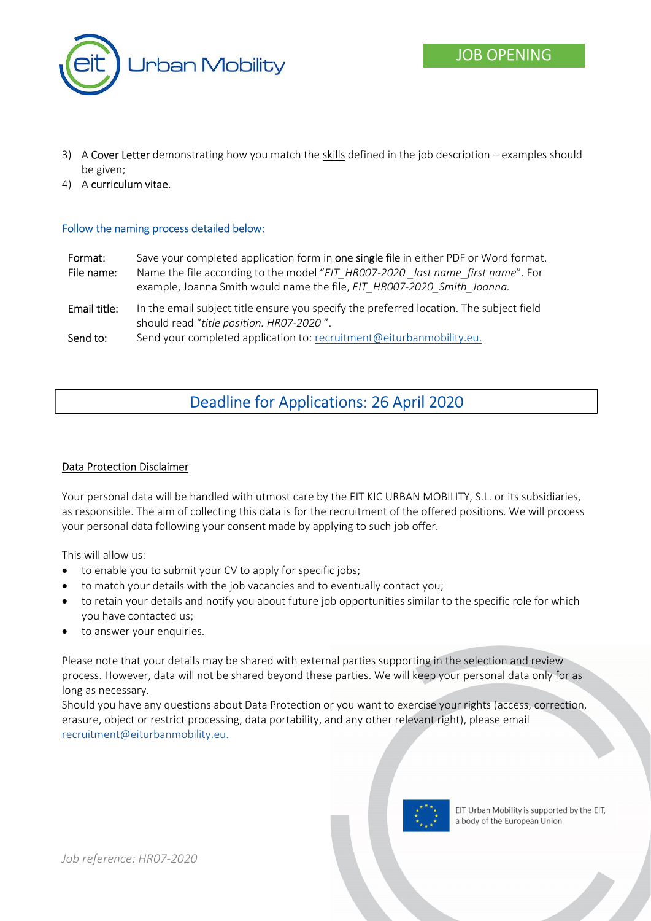JOB OPENING

3) A **Cover Letter** demonstrating how you match the skills defined in the job description – examples should be given;
4) A **curriculum vitae**.

Follow the naming process detailed below:

| | |
|---|---|
| Format: | Save your completed application form in **one single file** in either PDF or Word format. |
| File name: | Name the file according to the model "*EIT_HR007-2020 _last name_first name*". For example, Joanna Smith would name the file, *EIT_HR007-2020_Smith_Joanna.* |
| Email title: | In the email subject title ensure you specify the preferred location. The subject field should read "*title position. HR07-2020*". |
| Send to: | Send your completed application to: recruitment@eiturbanmobility.eu. |

## Deadline for Applications: 26 April 2020

Data Protection Disclaimer

Your personal data will be handled with utmost care by the EIT KIC URBAN MOBILITY, S.L. or its subsidiaries, as responsible. The aim of collecting this data is for the recruitment of the offered positions. We will process your personal data following your consent made by applying to such job offer.

This will allow us:

- to enable you to submit your CV to apply for specific jobs;
- to match your details with the job vacancies and to eventually contact you;
- to retain your details and notify you about future job opportunities similar to the specific role for which you have contacted us;
- to answer your enquiries.

Please note that your details may be shared with external parties supporting in the selection and review process. However, data will not be shared beyond these parties. We will keep your personal data only for as long as necessary.
Should you have any questions about Data Protection or you want to exercise your rights (access, correction, erasure, object or restrict processing, data portability, and any other relevant right), please email recruitment@eiturbanmobility.eu.

EIT Urban Mobility is supported by the EIT, a body of the European Union

*Job reference: HR07-2020*